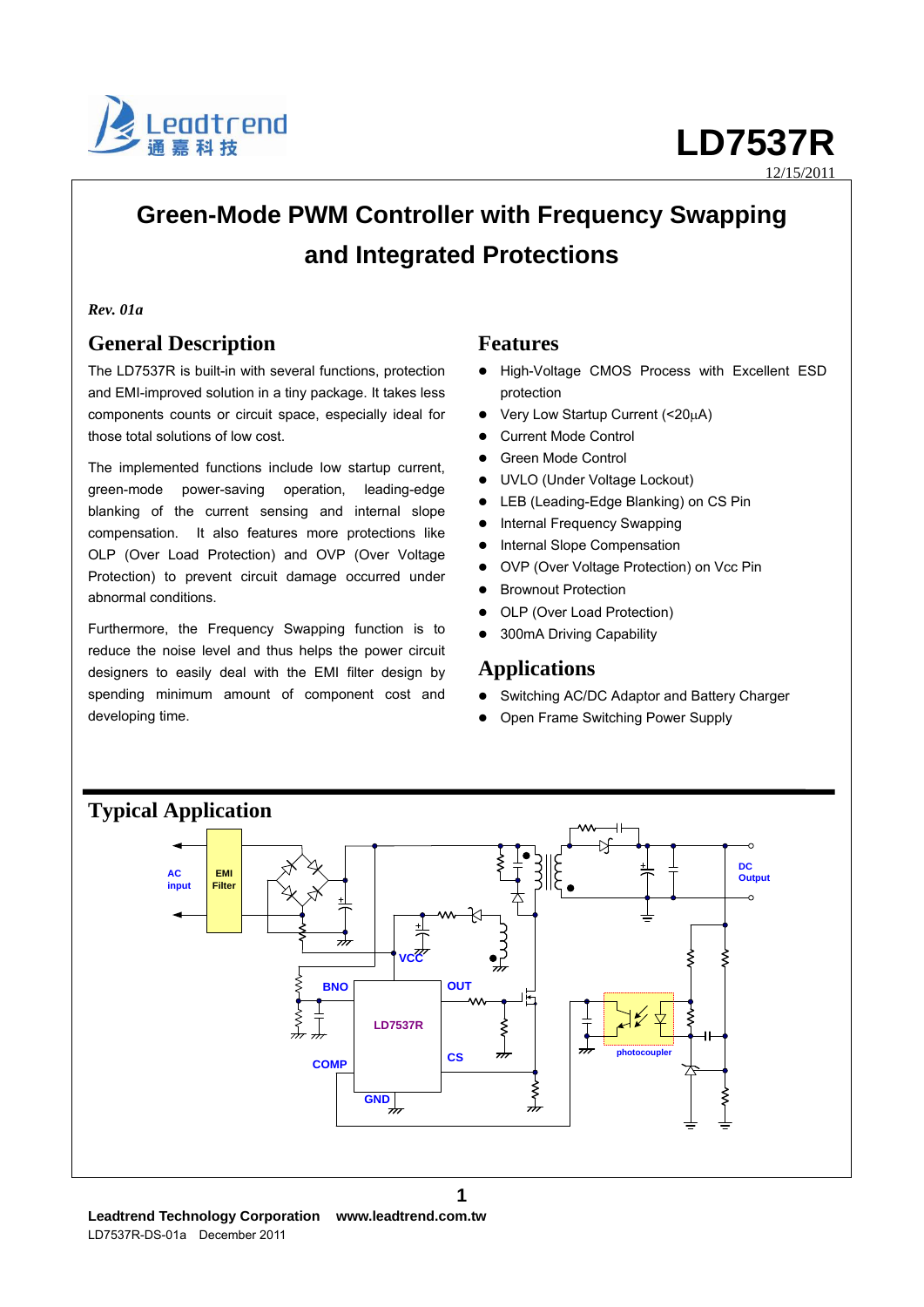# LD7537R

12/15/2011

# Green-Mode PWM Controller with Frequency Swapping and Integrated Protections

*Rev. 01a*

## General Description

The LD7537R is built-in with several functions, protection and EMI-improved solution in a tiny package. It takes less components counts or circuit space, especially ideal for those total solutions of low cost.

The implemented functions include low startup current, green-mode power-saving operation, leading-edge blanking of the current sensing and internal slope compensation. It also features more protections like OLP (Over Load Protection) and OVP (Over Voltage Protection) to prevent circuit damage occurred under abnormal conditions.

Furthermore, the Frequency Swapping function is to reduce the noise level and thus helps the power circuit designers to easily deal with the EMI filter design by spending minimum amount of component cost and developing time.

## Features

- High-Voltage CMOS Process with Excellent ESD protection
- Very Low Startup Current (<20μA)
- Current Mode Control
- Green Mode Control
- UVLO (Under Voltage Lockout)
- LEB (Leading-Edge Blanking) on CS Pin
- Internal Frequency Swapping
- Internal Slope Compensation
- OVP (Over Voltage Protection) on Vcc Pin
- Brownout Protection
- OLP (Over Load Protection)
- 300mA Driving Capability

## Applications

- Switching AC/DC Adaptor and Battery Charger
- Open Frame Switching Power Supply

## Typical Application

AC input, EMI Filter, VCC, BNO, OUT, LD7537R, CS, COMP, GND, photocoupler, DC Output

Leadtrend Technology Corporation www.leadtrend.com.tw

LD7537R-DS-01a December 2011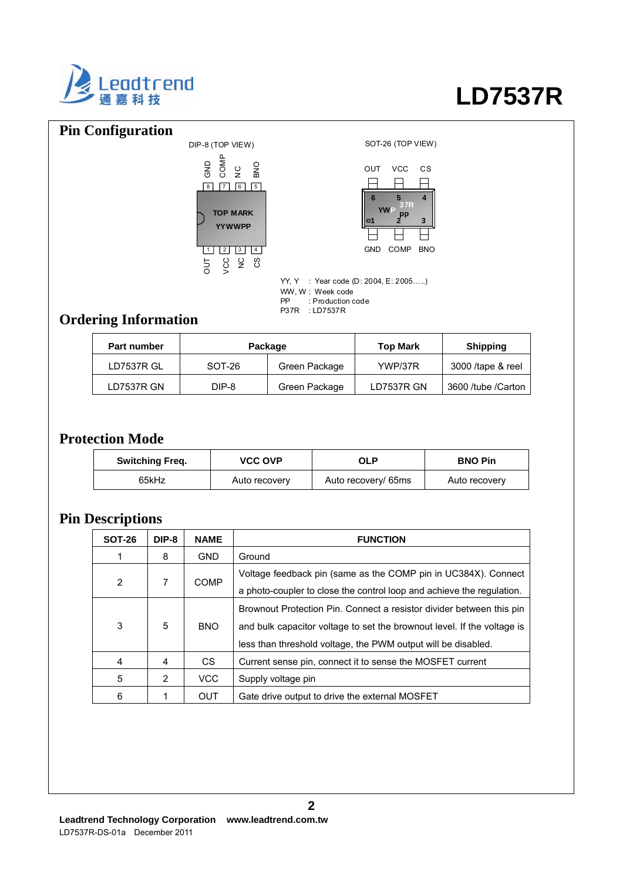# LD7537R

## Pin Configuration

DIP-8 (TOP VIEW)

GND COMP NC BNO

8 7 6 5

TOP MARK
YYWWPP

1 2 3 4

OUT VCC NC CS

SOT-26 (TOP VIEW)

OUT VCC CS

6 5 4

YWP 37R pp

1 2 3

GND COMP BNO

YY, Y : Year code (D: 2004, E: 2005…..)
WW, W : Week code
PP : Production code
P37R : LD7537R

## Ordering Information

| Part number | Package | | Top Mark | Shipping |
|---|---|---|---|---|
| LD7537R GL | SOT-26 | Green Package | YWP/37R | 3000 /tape & reel |
| LD7537R GN | DIP-8 | Green Package | LD7537R GN | 3600 /tube /Carton |

## Protection Mode

| Switching Freq. | VCC OVP | OLP | BNO Pin |
|---|---|---|---|
| 65kHz | Auto recovery | Auto recovery/ 65ms | Auto recovery |

## Pin Descriptions

| SOT-26 | DIP-8 | NAME | FUNCTION |
|---|---|---|---|
| 1 | 8 | GND | Ground |
| 2 | 7 | COMP | Voltage feedback pin (same as the COMP pin in UC384X). Connect a photo-coupler to close the control loop and achieve the regulation. |
| 3 | 5 | BNO | Brownout Protection Pin. Connect a resistor divider between this pin and bulk capacitor voltage to set the brownout level. If the voltage is less than threshold voltage, the PWM output will be disabled. |
| 4 | 4 | CS | Current sense pin, connect it to sense the MOSFET current |
| 5 | 2 | VCC | Supply voltage pin |
| 6 | 1 | OUT | Gate drive output to drive the external MOSFET |

**Leadtrend Technology Corporation www.leadtrend.com.tw**
LD7537R-DS-01a December 2011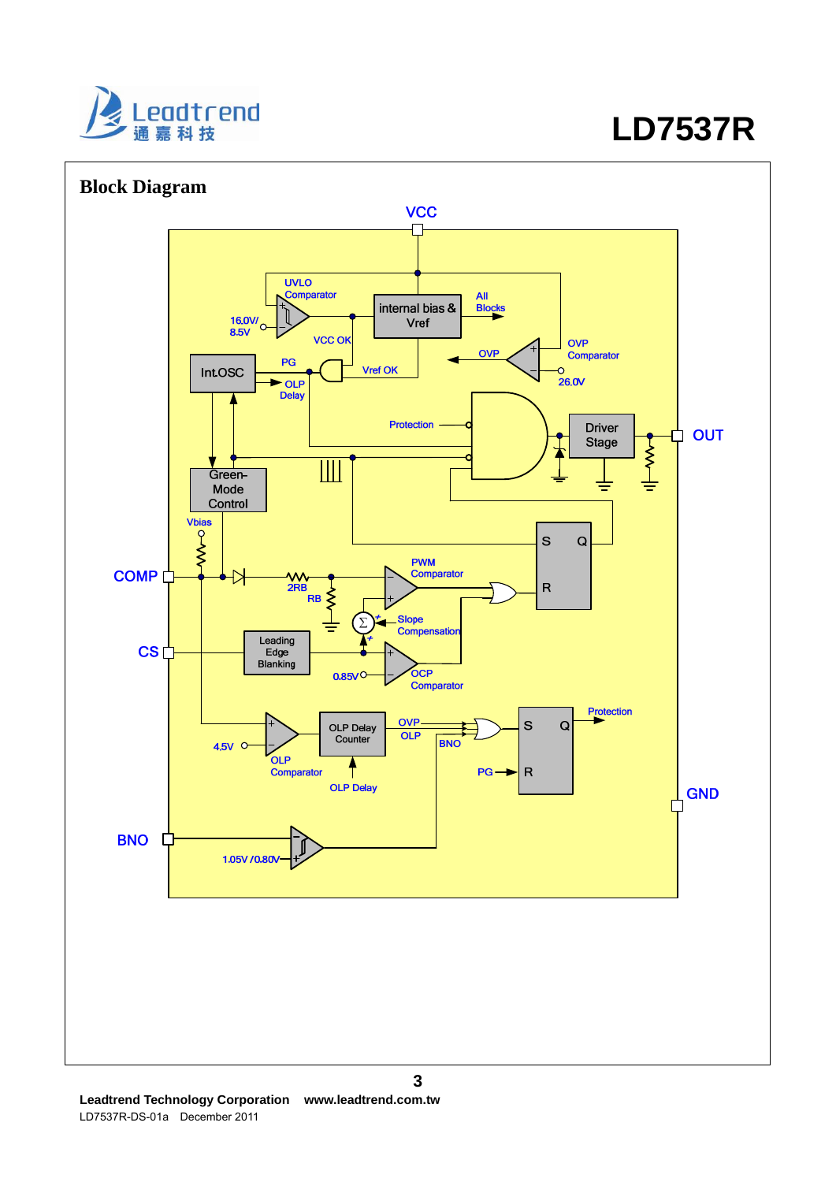## Block Diagram

VCC

UVLO Comparator

16.0V/ 8.5V

internal bias & Vref

All Blocks

VCC OK

OVP

OVP Comparator

26.0V

Int.OSC

PG

OLP Delay

Vref OK

Protection

Driver Stage

OUT

Green-Mode Control

S Q

Vbias

COMP

2RB

RB

PWM Comparator

R

Slope Compensation

CS

Leading Edge Blanking

0.85V

OCP Comparator

OLP Delay Counter

OVP

OLP

BNO

S Q

Protection

4.5V

OLP Comparator

OLP Delay

PG

R

GND

BNO

1.05V /0.80V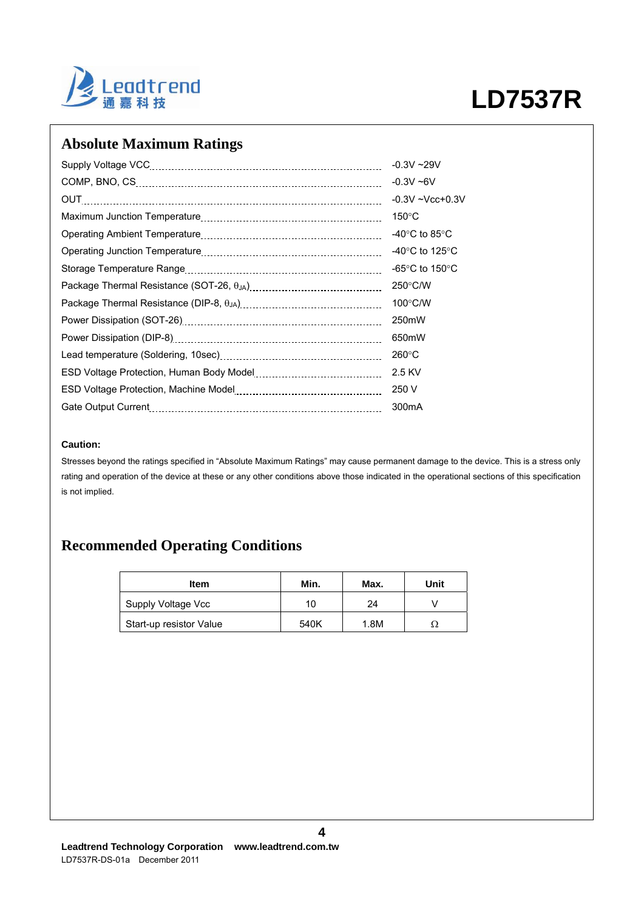## Absolute Maximum Ratings

| Parameter | Rating |
|---|---|
| Supply Voltage VCC | -0.3V ~29V |
| COMP, BNO, CS | -0.3V ~6V |
| OUT | -0.3V ~Vcc+0.3V |
| Maximum Junction Temperature | 150°C |
| Operating Ambient Temperature | -40°C to 85°C |
| Operating Junction Temperature | -40°C to 125°C |
| Storage Temperature Range | -65°C to 150°C |
| Package Thermal Resistance (SOT-26, $\theta_{JA}$) | 250°C/W |
| Package Thermal Resistance (DIP-8, $\theta_{JA}$) | 100°C/W |
| Power Dissipation (SOT-26) | 250mW |
| Power Dissipation (DIP-8) | 650mW |
| Lead temperature (Soldering, 10sec) | 260°C |
| ESD Voltage Protection, Human Body Model | 2.5 KV |
| ESD Voltage Protection, Machine Model | 250 V |
| Gate Output Current | 300mA |

**Caution:**

Stresses beyond the ratings specified in "Absolute Maximum Ratings" may cause permanent damage to the device. This is a stress only rating and operation of the device at these or any other conditions above those indicated in the operational sections of this specification is not implied.

## Recommended Operating Conditions

| Item | Min. | Max. | Unit |
|---|---|---|---|
| Supply Voltage Vcc | 10 | 24 | V |
| Start-up resistor Value | 540K | 1.8M | Ω |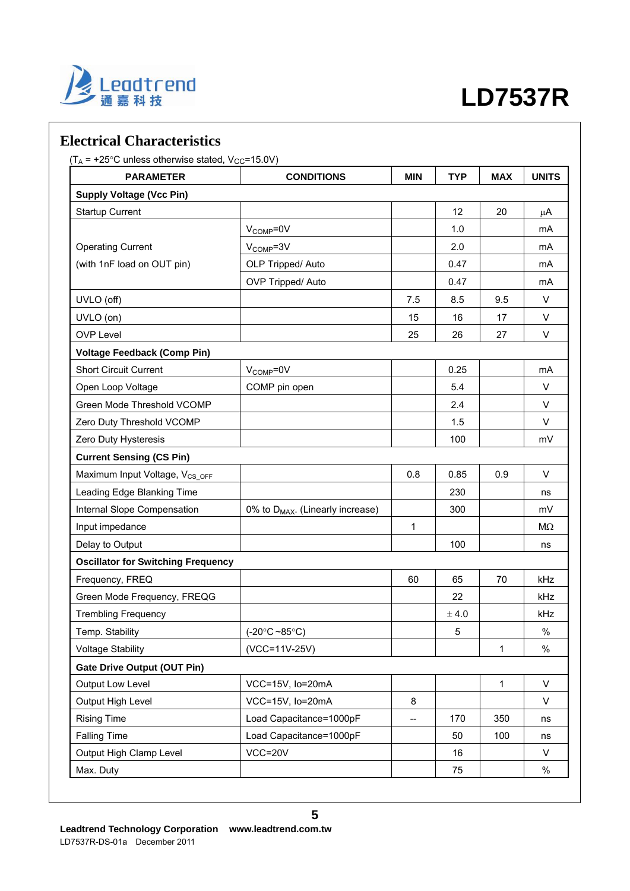## Electrical Characteristics

($T_A$ = +25°C unless otherwise stated, $V_{CC}$=15.0V)

| PARAMETER | CONDITIONS | MIN | TYP | MAX | UNITS |
|---|---|---|---|---|---|
| **Supply Voltage (Vcc Pin)** | | | | | |
| Startup Current | | | 12 | 20 | μA |
| Operating Current (with 1nF load on OUT pin) | $V_{COMP}$=0V | | 1.0 | | mA |
| | $V_{COMP}$=3V | | 2.0 | | mA |
| | OLP Tripped/ Auto | | 0.47 | | mA |
| | OVP Tripped/ Auto | | 0.47 | | mA |
| UVLO (off) | | 7.5 | 8.5 | 9.5 | V |
| UVLO (on) | | 15 | 16 | 17 | V |
| OVP Level | | 25 | 26 | 27 | V |
| **Voltage Feedback (Comp Pin)** | | | | | |
| Short Circuit Current | $V_{COMP}$=0V | | 0.25 | | mA |
| Open Loop Voltage | COMP pin open | | 5.4 | | V |
| Green Mode Threshold VCOMP | | | 2.4 | | V |
| Zero Duty Threshold VCOMP | | | 1.5 | | V |
| Zero Duty Hysteresis | | | 100 | | mV |
| **Current Sensing (CS Pin)** | | | | | |
| Maximum Input Voltage, $V_{CS\_OFF}$ | | 0.8 | 0.85 | 0.9 | V |
| Leading Edge Blanking Time | | | 230 | | ns |
| Internal Slope Compensation | 0% to $D_{MAX}$. (Linearly increase) | | 300 | | mV |
| Input impedance | | 1 | | | MΩ |
| Delay to Output | | | 100 | | ns |
| **Oscillator for Switching Frequency** | | | | | |
| Frequency, FREQ | | 60 | 65 | 70 | kHz |
| Green Mode Frequency, FREQG | | | 22 | | kHz |
| Trembling Frequency | | | ± 4.0 | | kHz |
| Temp. Stability | (-20°C ~85°C) | | 5 | | % |
| Voltage Stability | (VCC=11V-25V) | | | 1 | % |
| **Gate Drive Output (OUT Pin)** | | | | | |
| Output Low Level | VCC=15V, Io=20mA | | | 1 | V |
| Output High Level | VCC=15V, Io=20mA | 8 | | | V |
| Rising Time | Load Capacitance=1000pF | -- | 170 | 350 | ns |
| Falling Time | Load Capacitance=1000pF | | 50 | 100 | ns |
| Output High Clamp Level | VCC=20V | | 16 | | V |
| Max. Duty | | | 75 | | % |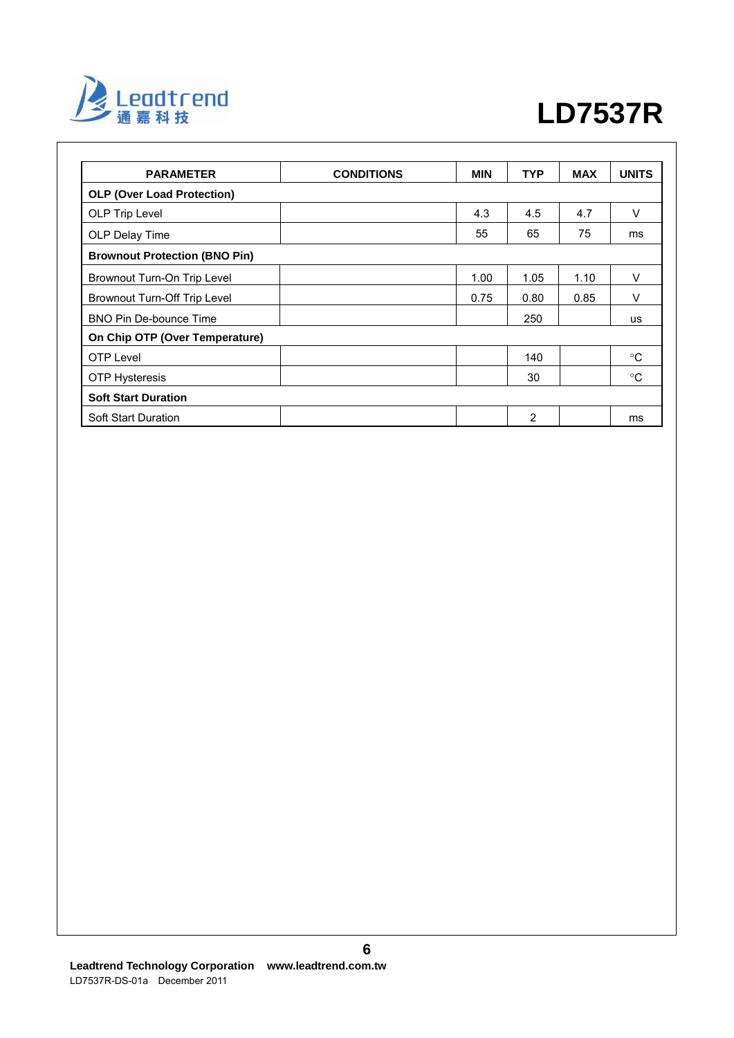| PARAMETER | CONDITIONS | MIN | TYP | MAX | UNITS |
|---|---|---|---|---|---|
| **OLP (Over Load Protection)** | | | | | |
| OLP Trip Level | | 4.3 | 4.5 | 4.7 | V |
| OLP Delay Time | | 55 | 65 | 75 | ms |
| **Brownout Protection (BNO Pin)** | | | | | |
| Brownout Turn-On Trip Level | | 1.00 | 1.05 | 1.10 | V |
| Brownout Turn-Off Trip Level | | 0.75 | 0.80 | 0.85 | V |
| BNO Pin De-bounce Time | | | 250 | | us |
| **On Chip OTP (Over Temperature)** | | | | | |
| OTP Level | | | 140 | | °C |
| OTP Hysteresis | | | 30 | | °C |
| **Soft Start Duration** | | | | | |
| Soft Start Duration | | | 2 | | ms |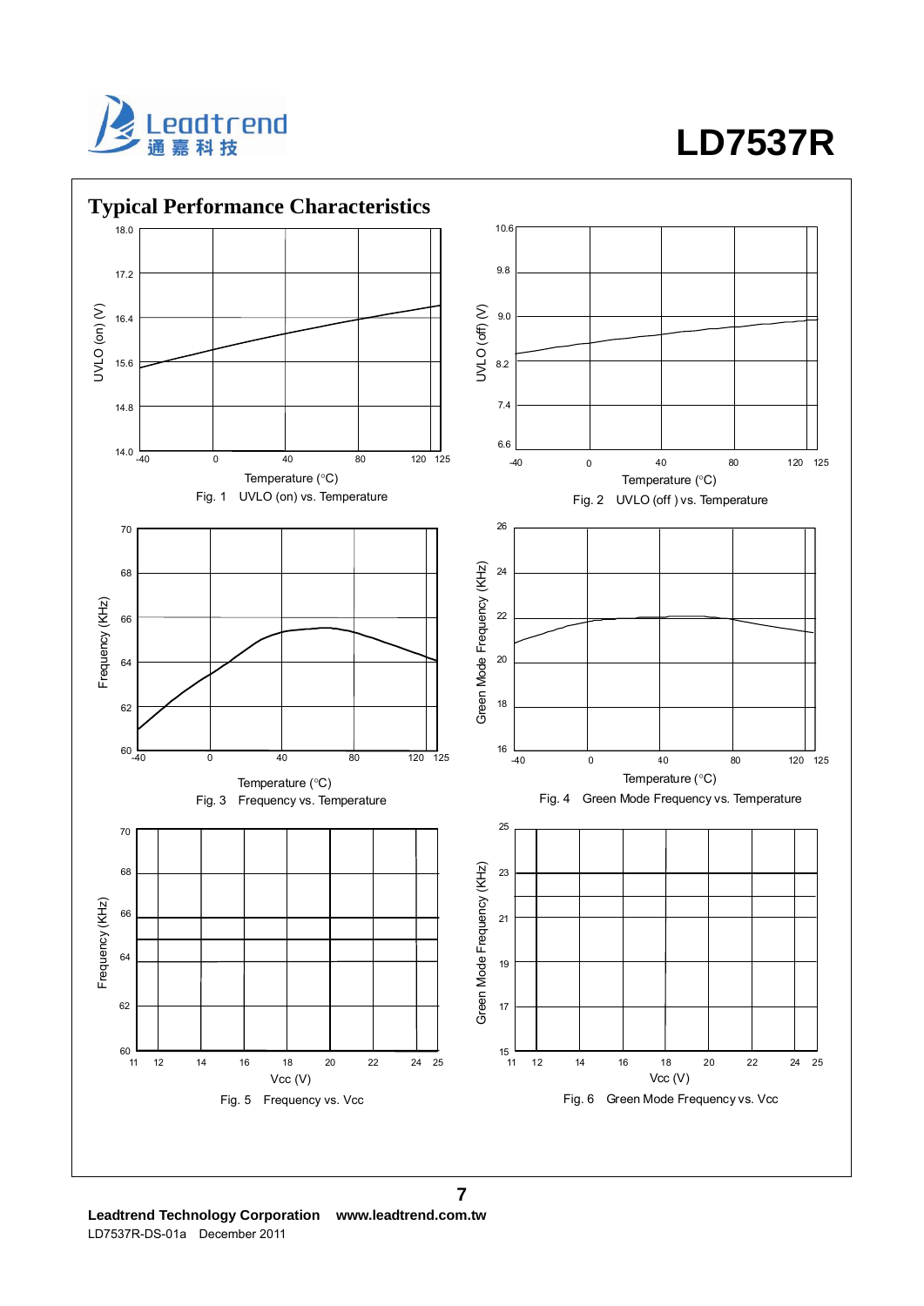## Typical Performance Characteristics

Fig. 1 UVLO (on) vs. Temperature

Fig. 2 UVLO (off ) vs. Temperature

Fig. 3 Frequency vs. Temperature

Fig. 4 Green Mode Frequency vs. Temperature

Fig. 5 Frequency vs. Vcc

Fig. 6 Green Mode Frequency vs. Vcc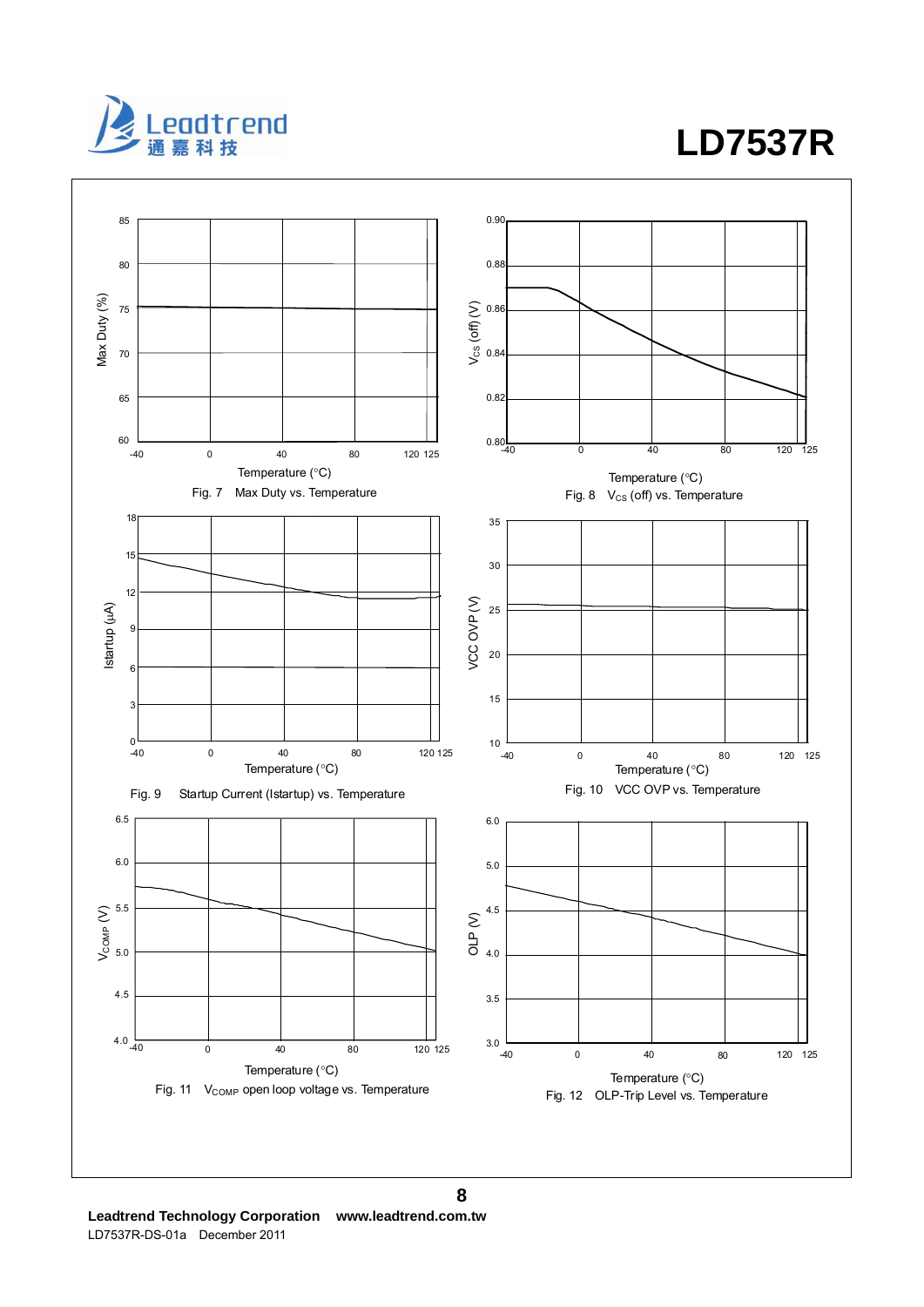Fig. 7 Max Duty vs. Temperature

Fig. 8 $V_{CS}$ (off) vs. Temperature

Fig. 9 Startup Current (Istartup) vs. Temperature

Fig. 10 VCC OVP vs. Temperature

Fig. 11 $V_{COMP}$ open loop voltage vs. Temperature

Fig. 12 OLP-Trip Level vs. Temperature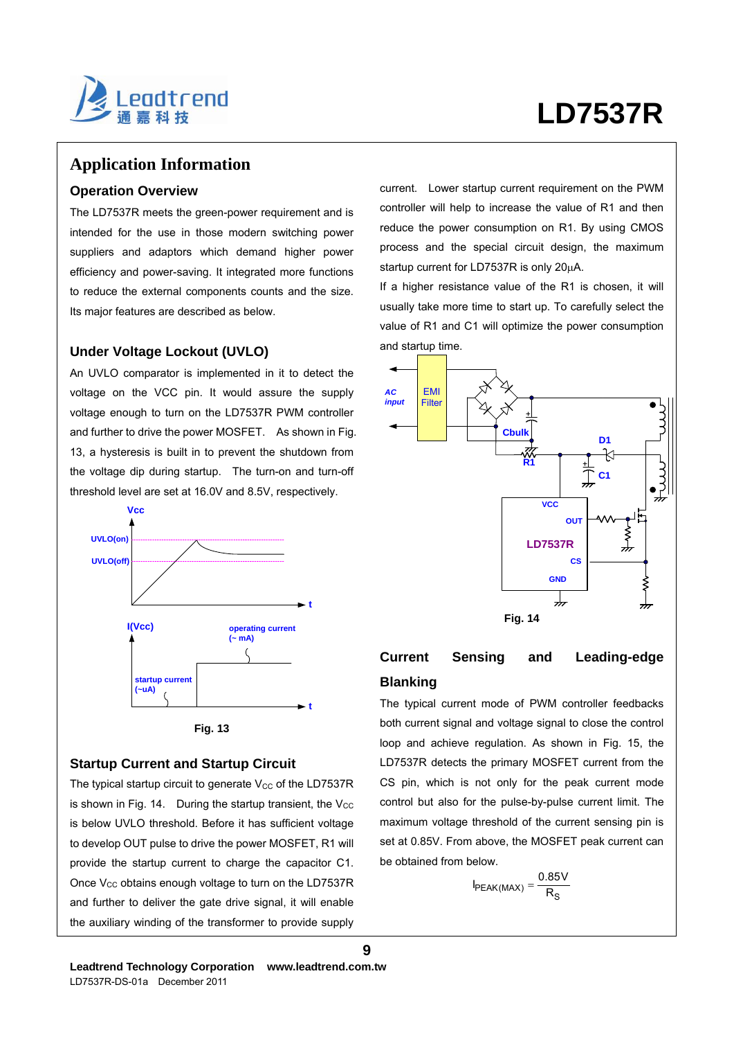# Application Information

## Operation Overview

The LD7537R meets the green-power requirement and is intended for the use in those modern switching power suppliers and adaptors which demand higher power efficiency and power-saving. It integrated more functions to reduce the external components counts and the size. Its major features are described as below.

## Under Voltage Lockout (UVLO)

An UVLO comparator is implemented in it to detect the voltage on the VCC pin. It would assure the supply voltage enough to turn on the LD7537R PWM controller and further to drive the power MOSFET. As shown in Fig. 13, a hysteresis is built in to prevent the shutdown from the voltage dip during startup. The turn-on and turn-off threshold level are set at 16.0V and 8.5V, respectively.

Fig. 13

## Startup Current and Startup Circuit

The typical startup circuit to generate $V_{CC}$ of the LD7537R is shown in Fig. 14. During the startup transient, the $V_{CC}$ is below UVLO threshold. Before it has sufficient voltage to develop OUT pulse to drive the power MOSFET, R1 will provide the startup current to charge the capacitor C1. Once $V_{CC}$ obtains enough voltage to turn on the LD7537R and further to deliver the gate drive signal, it will enable the auxiliary winding of the transformer to provide supply current. Lower startup current requirement on the PWM controller will help to increase the value of R1 and then reduce the power consumption on R1. By using CMOS process and the special circuit design, the maximum startup current for LD7537R is only 20μA.

If a higher resistance value of the R1 is chosen, it will usually take more time to start up. To carefully select the value of R1 and C1 will optimize the power consumption and startup time.

Fig. 14

## Current Sensing and Leading-edge Blanking

The typical current mode of PWM controller feedbacks both current signal and voltage signal to close the control loop and achieve regulation. As shown in Fig. 15, the LD7537R detects the primary MOSFET current from the CS pin, which is not only for the peak current mode control but also for the pulse-by-pulse current limit. The maximum voltage threshold of the current sensing pin is set at 0.85V. From above, the MOSFET peak current can be obtained from below.

$$I_{PEAK(MAX)} = \frac{0.85V}{R_S}$$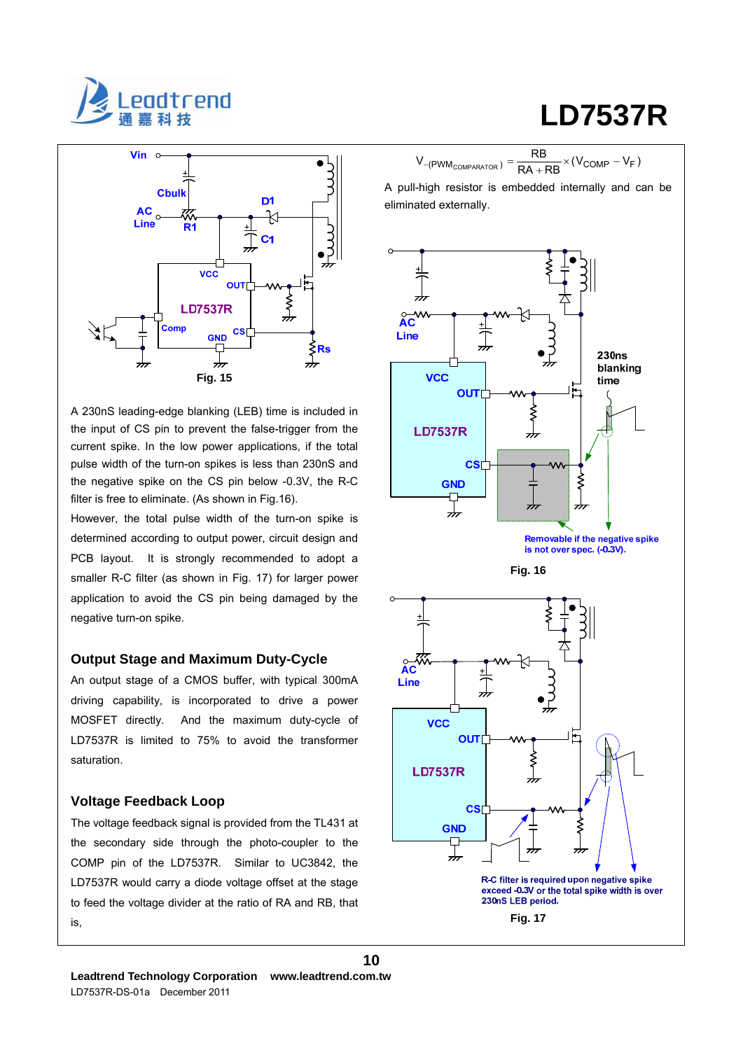Fig. 15

A 230nS leading-edge blanking (LEB) time is included in the input of CS pin to prevent the false-trigger from the current spike. In the low power applications, if the total pulse width of the turn-on spikes is less than 230nS and the negative spike on the CS pin below -0.3V, the R-C filter is free to eliminate. (As shown in Fig.16).

However, the total pulse width of the turn-on spike is determined according to output power, circuit design and PCB layout. It is strongly recommended to adopt a smaller R-C filter (as shown in Fig. 17) for larger power application to avoid the CS pin being damaged by the negative turn-on spike.

## Output Stage and Maximum Duty-Cycle

An output stage of a CMOS buffer, with typical 300mA driving capability, is incorporated to drive a power MOSFET directly. And the maximum duty-cycle of LD7537R is limited to 75% to avoid the transformer saturation.

## Voltage Feedback Loop

The voltage feedback signal is provided from the TL431 at the secondary side through the photo-coupler to the COMP pin of the LD7537R. Similar to UC3842, the LD7537R would carry a diode voltage offset at the stage to feed the voltage divider at the ratio of RA and RB, that is,

$$V_{-(PWM_{COMPARATOR})} = \frac{RB}{RA + RB} \times (V_{COMP} - V_F)$$

A pull-high resistor is embedded internally and can be eliminated externally.

Fig. 16

Fig. 17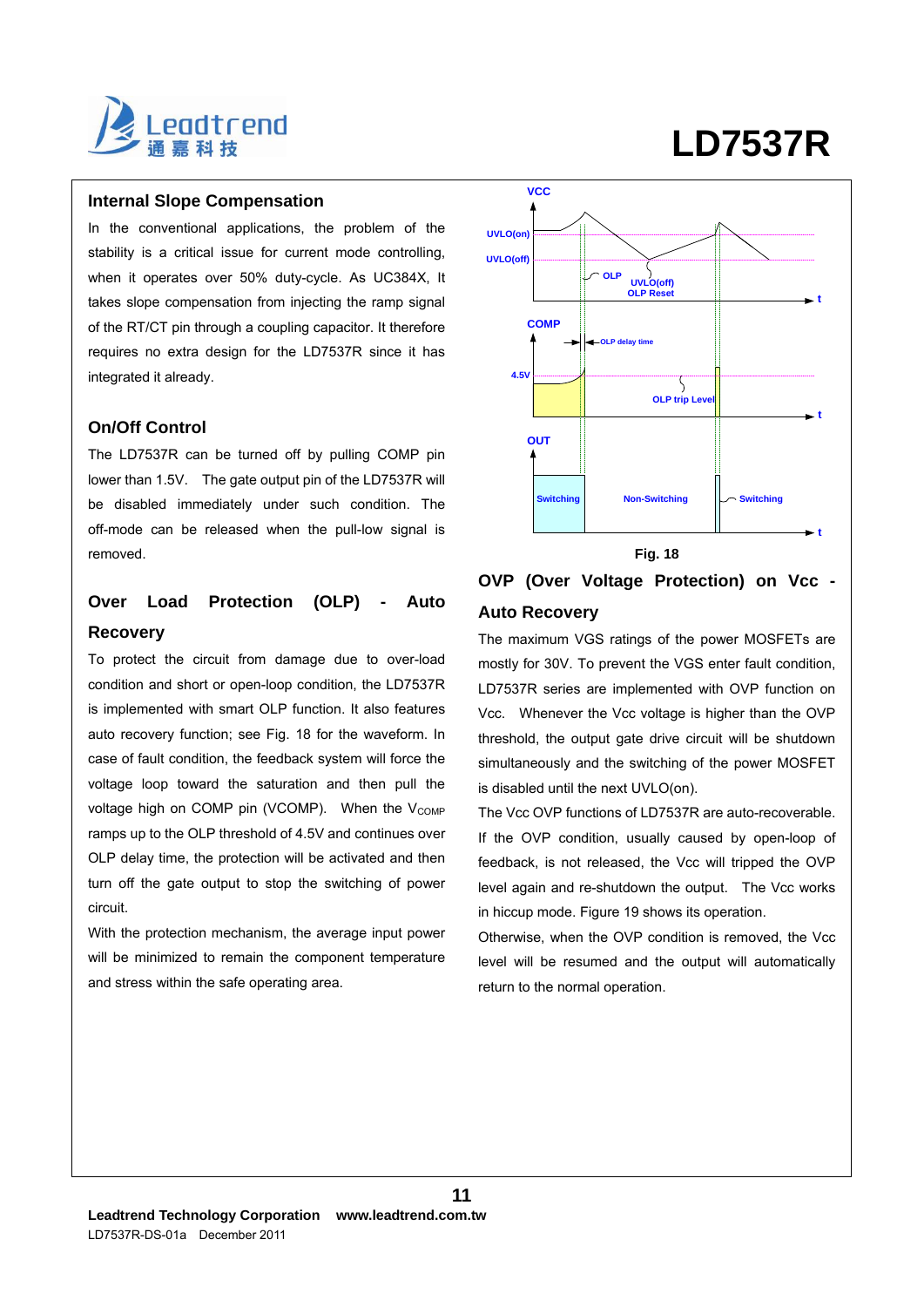## Internal Slope Compensation

In the conventional applications, the problem of the stability is a critical issue for current mode controlling, when it operates over 50% duty-cycle. As UC384X, It takes slope compensation from injecting the ramp signal of the RT/CT pin through a coupling capacitor. It therefore requires no extra design for the LD7537R since it has integrated it already.

## On/Off Control

The LD7537R can be turned off by pulling COMP pin lower than 1.5V. The gate output pin of the LD7537R will be disabled immediately under such condition. The off-mode can be released when the pull-low signal is removed.

## Over Load Protection (OLP) - Auto Recovery

To protect the circuit from damage due to over-load condition and short or open-loop condition, the LD7537R is implemented with smart OLP function. It also features auto recovery function; see Fig. 18 for the waveform. In case of fault condition, the feedback system will force the voltage loop toward the saturation and then pull the voltage high on COMP pin (VCOMP). When the $V_{COMP}$ ramps up to the OLP threshold of 4.5V and continues over OLP delay time, the protection will be activated and then turn off the gate output to stop the switching of power circuit.

With the protection mechanism, the average input power will be minimized to remain the component temperature and stress within the safe operating area.

Fig. 18

## OVP (Over Voltage Protection) on Vcc - Auto Recovery

The maximum VGS ratings of the power MOSFETs are mostly for 30V. To prevent the VGS enter fault condition, LD7537R series are implemented with OVP function on Vcc. Whenever the Vcc voltage is higher than the OVP threshold, the output gate drive circuit will be shutdown simultaneously and the switching of the power MOSFET is disabled until the next UVLO(on).

The Vcc OVP functions of LD7537R are auto-recoverable. If the OVP condition, usually caused by open-loop of feedback, is not released, the Vcc will tripped the OVP level again and re-shutdown the output. The Vcc works in hiccup mode. Figure 19 shows its operation.

Otherwise, when the OVP condition is removed, the Vcc level will be resumed and the output will automatically return to the normal operation.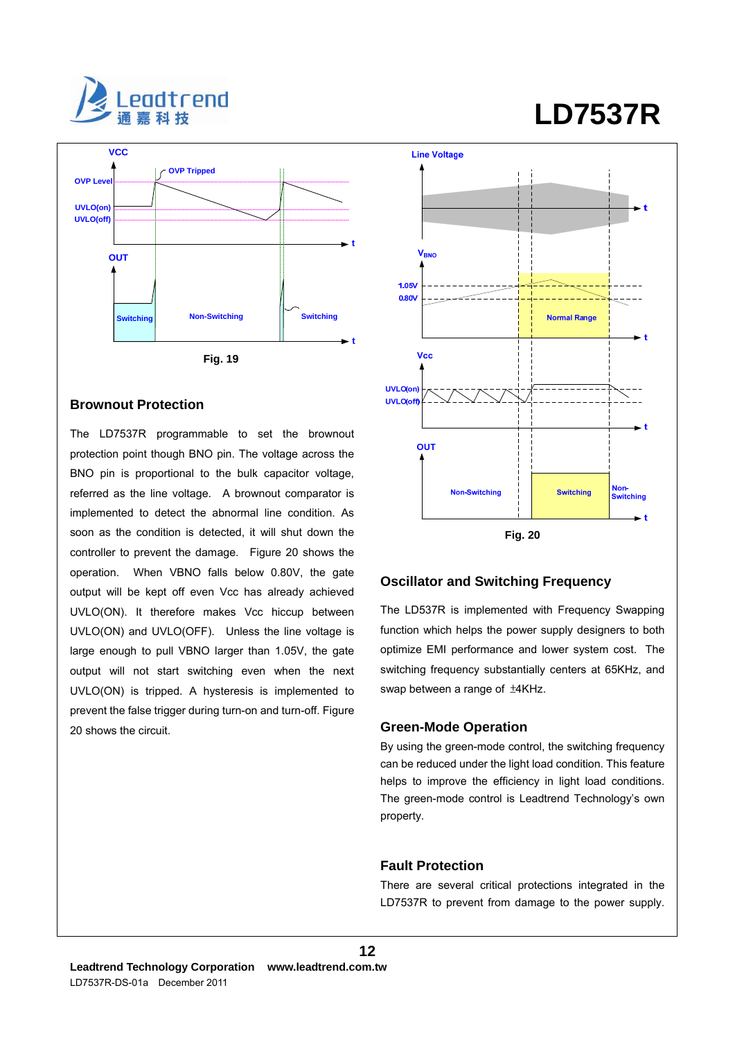Fig. 19

## Brownout Protection

The LD7537R programmable to set the brownout protection point though BNO pin. The voltage across the BNO pin is proportional to the bulk capacitor voltage, referred as the line voltage. A brownout comparator is implemented to detect the abnormal line condition. As soon as the condition is detected, it will shut down the controller to prevent the damage. Figure 20 shows the operation. When VBNO falls below 0.80V, the gate output will be kept off even Vcc has already achieved UVLO(ON). It therefore makes Vcc hiccup between UVLO(ON) and UVLO(OFF). Unless the line voltage is large enough to pull VBNO larger than 1.05V, the gate output will not start switching even when the next UVLO(ON) is tripped. A hysteresis is implemented to prevent the false trigger during turn-on and turn-off. Figure 20 shows the circuit.

Fig. 20

## Oscillator and Switching Frequency

The LD537R is implemented with Frequency Swapping function which helps the power supply designers to both optimize EMI performance and lower system cost. The switching frequency substantially centers at 65KHz, and swap between a range of ±4KHz.

## Green-Mode Operation

By using the green-mode control, the switching frequency can be reduced under the light load condition. This feature helps to improve the efficiency in light load conditions. The green-mode control is Leadtrend Technology's own property.

## Fault Protection

There are several critical protections integrated in the LD7537R to prevent from damage to the power supply.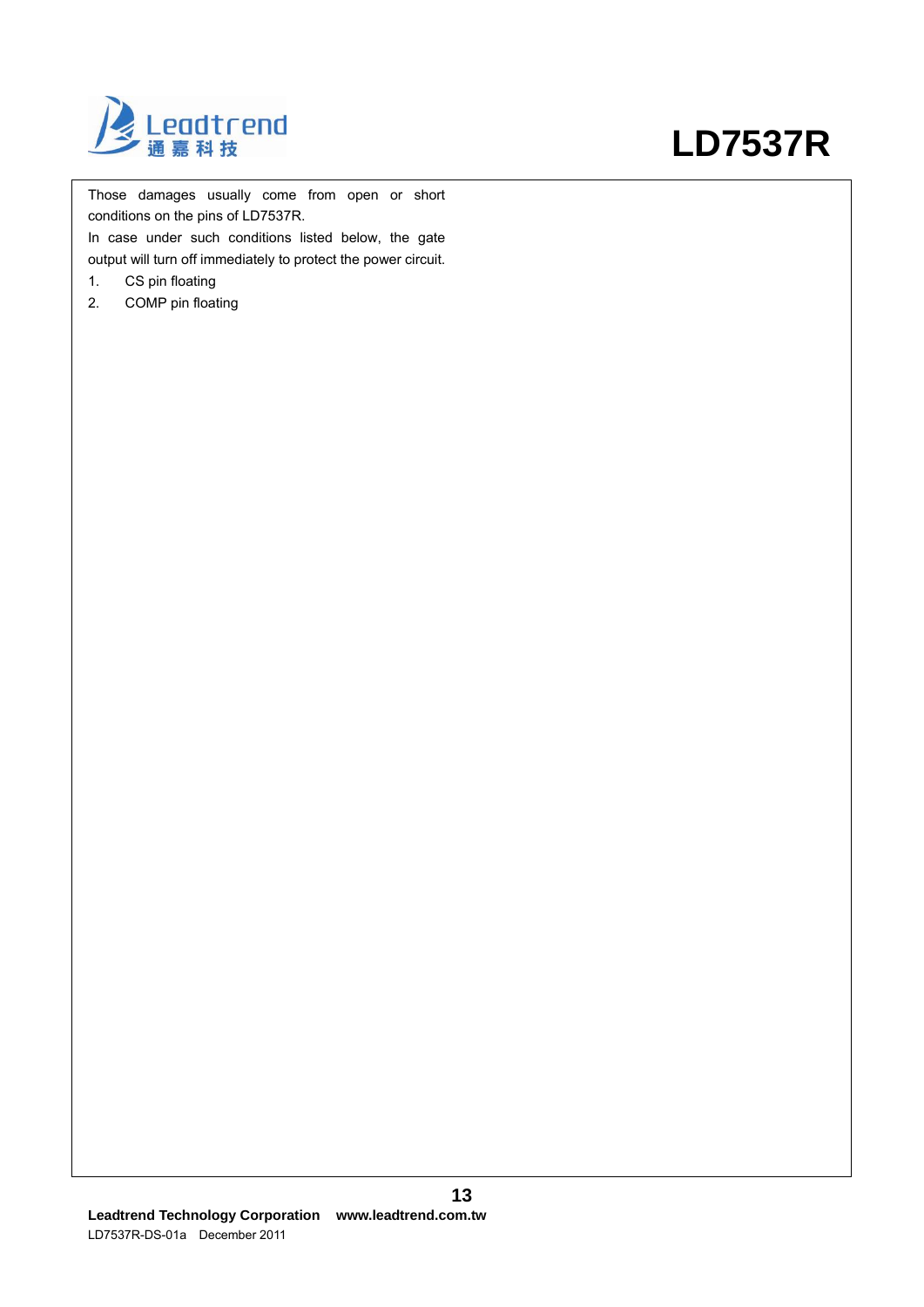Those damages usually come from open or short conditions on the pins of LD7537R.

In case under such conditions listed below, the gate output will turn off immediately to protect the power circuit.

1. CS pin floating
2. COMP pin floating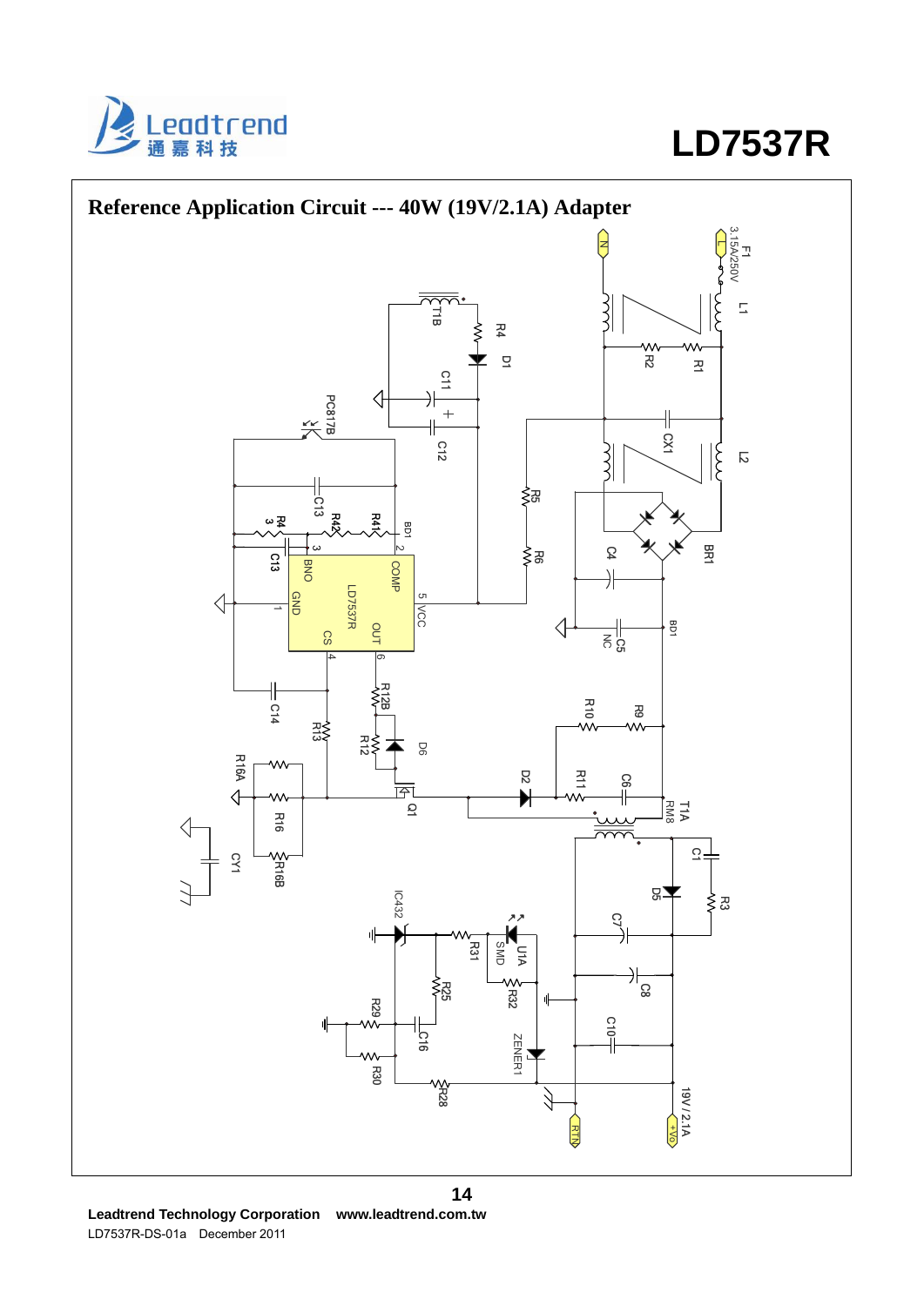## Reference Application Circuit --- 40W (19V/2.1A) Adapter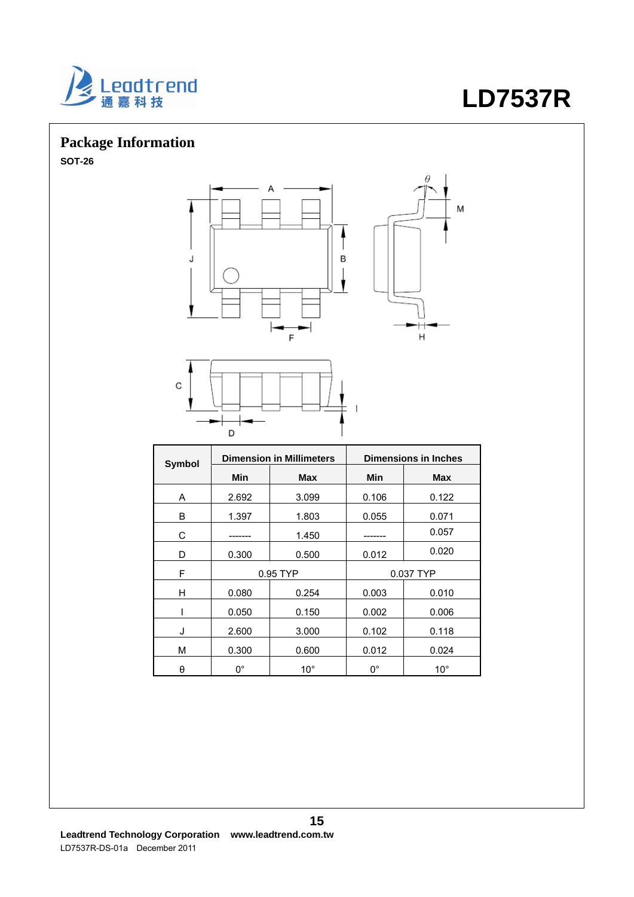## Package Information

**SOT-26**

| Symbol | Dimension in Millimeters | | Dimensions in Inches | |
|---|---|---|---|---|
| | Min | Max | Min | Max |
| A | 2.692 | 3.099 | 0.106 | 0.122 |
| B | 1.397 | 1.803 | 0.055 | 0.071 |
| C | ------- | 1.450 | ------- | 0.057 |
| D | 0.300 | 0.500 | 0.012 | 0.020 |
| F | 0.95 TYP | | 0.037 TYP | |
| H | 0.080 | 0.254 | 0.003 | 0.010 |
| I | 0.050 | 0.150 | 0.002 | 0.006 |
| J | 2.600 | 3.000 | 0.102 | 0.118 |
| M | 0.300 | 0.600 | 0.012 | 0.024 |
| θ | 0° | 10° | 0° | 10° |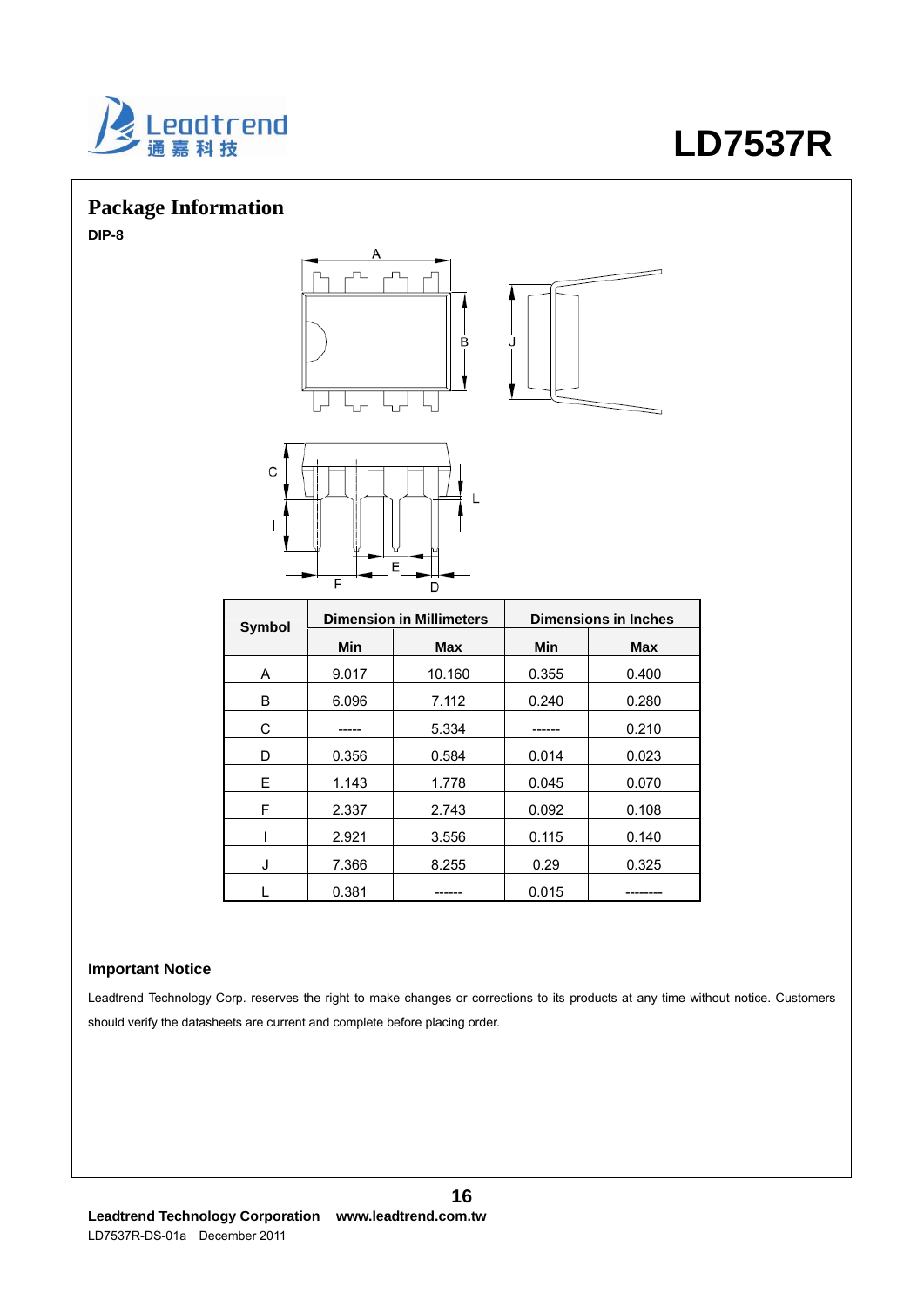## Package Information

**DIP-8**

| Symbol | Dimension in Millimeters | | Dimensions in Inches | |
|---|---|---|---|---|
| | Min | Max | Min | Max |
| A | 9.017 | 10.160 | 0.355 | 0.400 |
| B | 6.096 | 7.112 | 0.240 | 0.280 |
| C | ----- | 5.334 | ------ | 0.210 |
| D | 0.356 | 0.584 | 0.014 | 0.023 |
| E | 1.143 | 1.778 | 0.045 | 0.070 |
| F | 2.337 | 2.743 | 0.092 | 0.108 |
| I | 2.921 | 3.556 | 0.115 | 0.140 |
| J | 7.366 | 8.255 | 0.29 | 0.325 |
| L | 0.381 | ------ | 0.015 | -------- |

**Important Notice**

Leadtrend Technology Corp. reserves the right to make changes or corrections to its products at any time without notice. Customers should verify the datasheets are current and complete before placing order.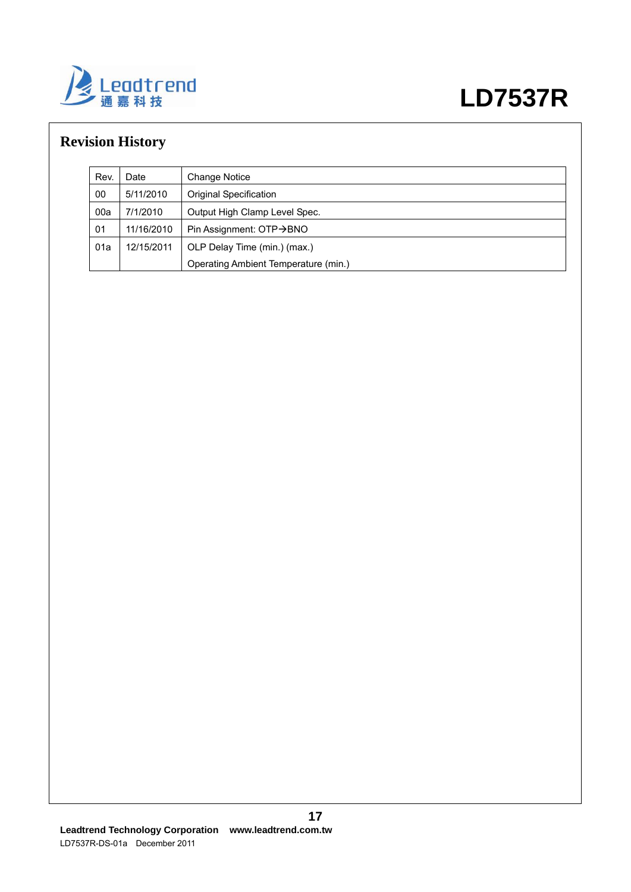## Revision History

| Rev. | Date | Change Notice |
|---|---|---|
| 00 | 5/11/2010 | Original Specification |
| 00a | 7/1/2010 | Output High Clamp Level Spec. |
| 01 | 11/16/2010 | Pin Assignment: OTP→BNO |
| 01a | 12/15/2011 | OLP Delay Time (min.) (max.)<br>Operating Ambient Temperature (min.) |